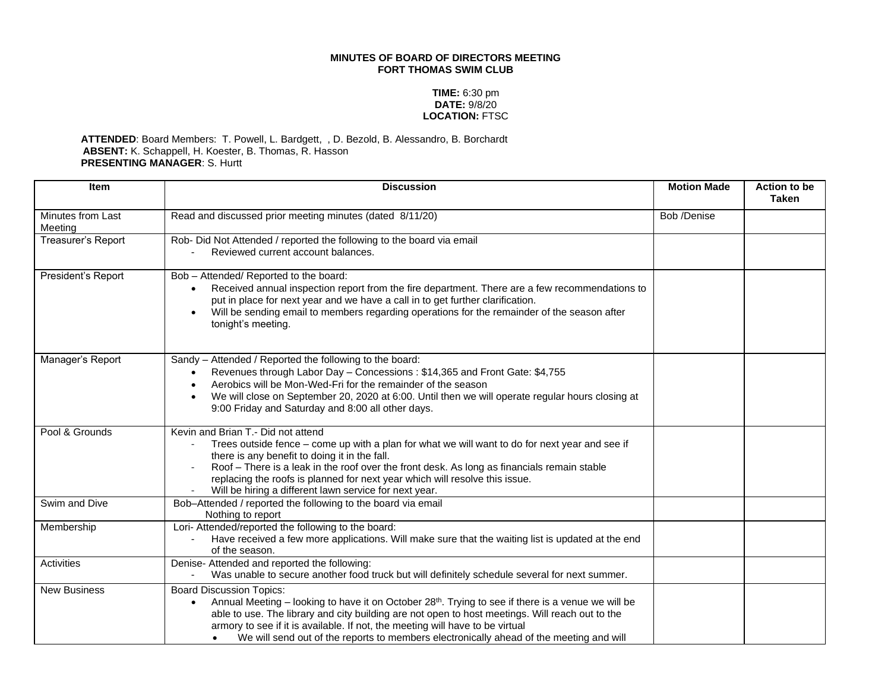**MINUTES OF BOARD OF DIRECTORS MEETING**
**FORT THOMAS SWIM CLUB**

**TIME:** 6:30 pm
**DATE:** 9/8/20
**LOCATION:** FTSC

**ATTENDED**: Board Members: T. Powell, L. Bardgett, , D. Bezold, B. Alessandro, B. Borchardt
**ABSENT:** K. Schappell, H. Koester, B. Thomas, R. Hasson
**PRESENTING MANAGER**: S. Hurtt

| Item | Discussion | Motion Made | Action to be Taken |
|---|---|---|---|
| Minutes from Last Meeting | Read and discussed prior meeting minutes (dated 8/11/20) | Bob /Denise | |
| Treasurer's Report | Rob- Did Not Attended / reported the following to the board via email<br>- Reviewed current account balances. | | |
| President's Report | Bob – Attended/ Reported to the board:<br>• Received annual inspection report from the fire department. There are a few recommendations to put in place for next year and we have a call in to get further clarification.<br>• Will be sending email to members regarding operations for the remainder of the season after tonight's meeting. | | |
| Manager's Report | Sandy – Attended / Reported the following to the board:<br>• Revenues through Labor Day – Concessions : $14,365 and Front Gate: $4,755<br>• Aerobics will be Mon-Wed-Fri for the remainder of the season<br>• We will close on September 20, 2020 at 6:00. Until then we will operate regular hours closing at 9:00 Friday and Saturday and 8:00 all other days. | | |
| Pool & Grounds | Kevin and Brian T.- Did not attend<br>- Trees outside fence – come up with a plan for what we will want to do for next year and see if there is any benefit to doing it in the fall.<br>- Roof – There is a leak in the roof over the front desk. As long as financials remain stable replacing the roofs is planned for next year which will resolve this issue.<br>- Will be hiring a different lawn service for next year. | | |
| Swim and Dive | Bob–Attended / reported the following to the board via email<br>Nothing to report | | |
| Membership | Lori- Attended/reported the following to the board:<br>- Have received a few more applications. Will make sure that the waiting list is updated at the end of the season. | | |
| Activities | Denise- Attended and reported the following:<br>- Was unable to secure another food truck but will definitely schedule several for next summer. | | |
| New Business | Board Discussion Topics:<br>• Annual Meeting – looking to have it on October 28th. Trying to see if there is a venue we will be able to use. The library and city building are not open to host meetings. Will reach out to the armory to see if it is available. If not, the meeting will have to be virtual<br>  • We will send out of the reports to members electronically ahead of the meeting and will | | |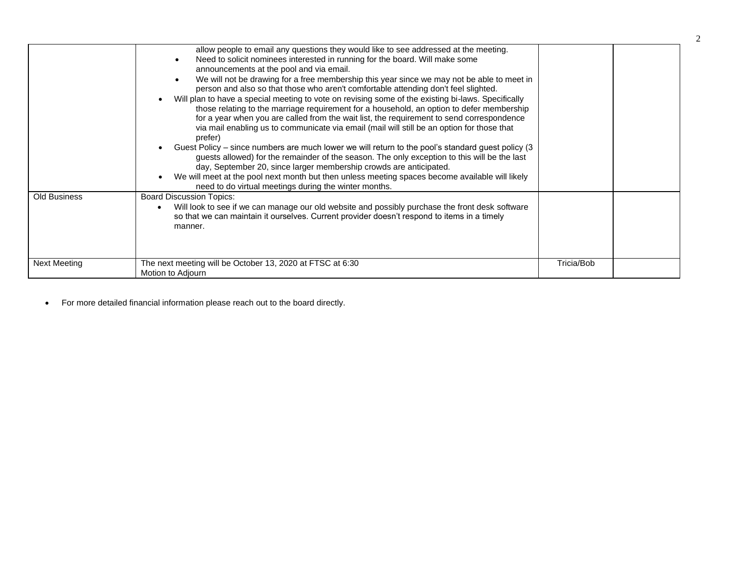| | | | |
|---|---|---|---|
| | allow people to email any questions they would like to see addressed at the meeting.<br>• Need to solicit nominees interested in running for the board. Will make some announcements at the pool and via email.<br>• We will not be drawing for a free membership this year since we may not be able to meet in person and also so that those who aren't comfortable attending don't feel slighted.<br>• Will plan to have a special meeting to vote on revising some of the existing bi-laws. Specifically those relating to the marriage requirement for a household, an option to defer membership for a year when you are called from the wait list, the requirement to send correspondence via mail enabling us to communicate via email (mail will still be an option for those that prefer)<br>• Guest Policy – since numbers are much lower we will return to the pool's standard guest policy (3 guests allowed) for the remainder of the season. The only exception to this will be the last day, September 20, since larger membership crowds are anticipated.<br>• We will meet at the pool next month but then unless meeting spaces become available will likely need to do virtual meetings during the winter months. | | |
| Old Business | Board Discussion Topics:<br>• Will look to see if we can manage our old website and possibly purchase the front desk software so that we can maintain it ourselves. Current provider doesn't respond to items in a timely manner. | | |
| Next Meeting | The next meeting will be October 13, 2020 at FTSC at 6:30<br>Motion to Adjourn | Tricia/Bob | |

- For more detailed financial information please reach out to the board directly.